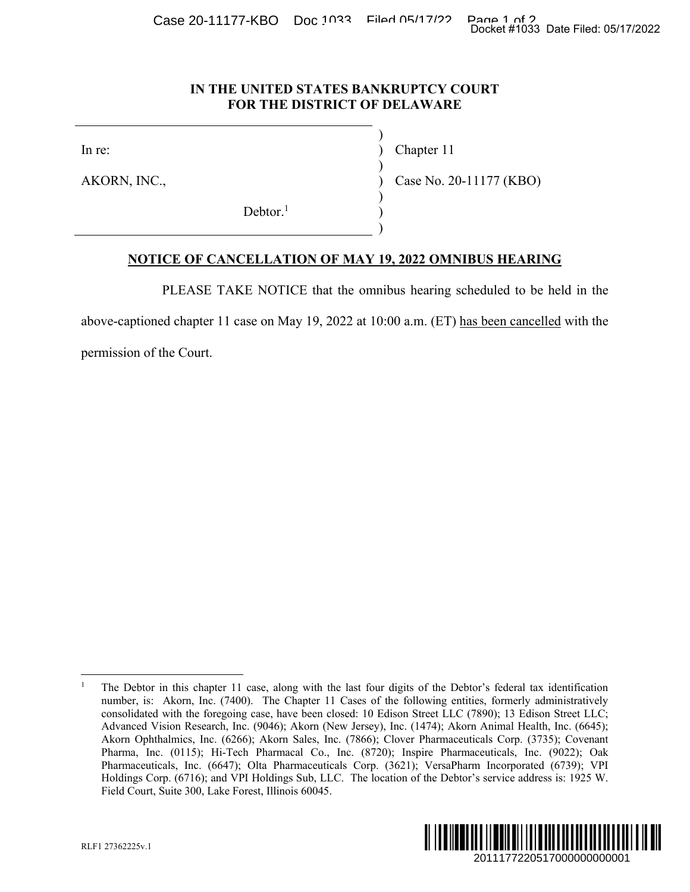# IN THE UNITED STATES BANKRUPTCY COURT
# FOR THE DISTRICT OF DELAWARE

| | |
|---|---|
| In re: | Chapter 11 |
| AKORN, INC., | Case No. 20-11177 (KBO) |
| Debtor.[1] | |

## NOTICE OF CANCELLATION OF MAY 19, 2022 OMNIBUS HEARING

PLEASE TAKE NOTICE that the omnibus hearing scheduled to be held in the above-captioned chapter 11 case on May 19, 2022 at 10:00 a.m. (ET) has been cancelled with the permission of the Court.

---

[1] The Debtor in this chapter 11 case, along with the last four digits of the Debtor's federal tax identification number, is: Akorn, Inc. (7400). The Chapter 11 Cases of the following entities, formerly administratively consolidated with the foregoing case, have been closed: 10 Edison Street LLC (7890); 13 Edison Street LLC; Advanced Vision Research, Inc. (9046); Akorn (New Jersey), Inc. (1474); Akorn Animal Health, Inc. (6645); Akorn Ophthalmics, Inc. (6266); Akorn Sales, Inc. (7866); Clover Pharmaceuticals Corp. (3735); Covenant Pharma, Inc. (0115); Hi-Tech Pharmacal Co., Inc. (8720); Inspire Pharmaceuticals, Inc. (9022); Oak Pharmaceuticals, Inc. (6647); Olta Pharmaceuticals Corp. (3621); VersaPharm Incorporated (6739); VPI Holdings Corp. (6716); and VPI Holdings Sub, LLC. The location of the Debtor's service address is: 1925 W. Field Court, Suite 300, Lake Forest, Illinois 60045.

RLF1 27362225v.1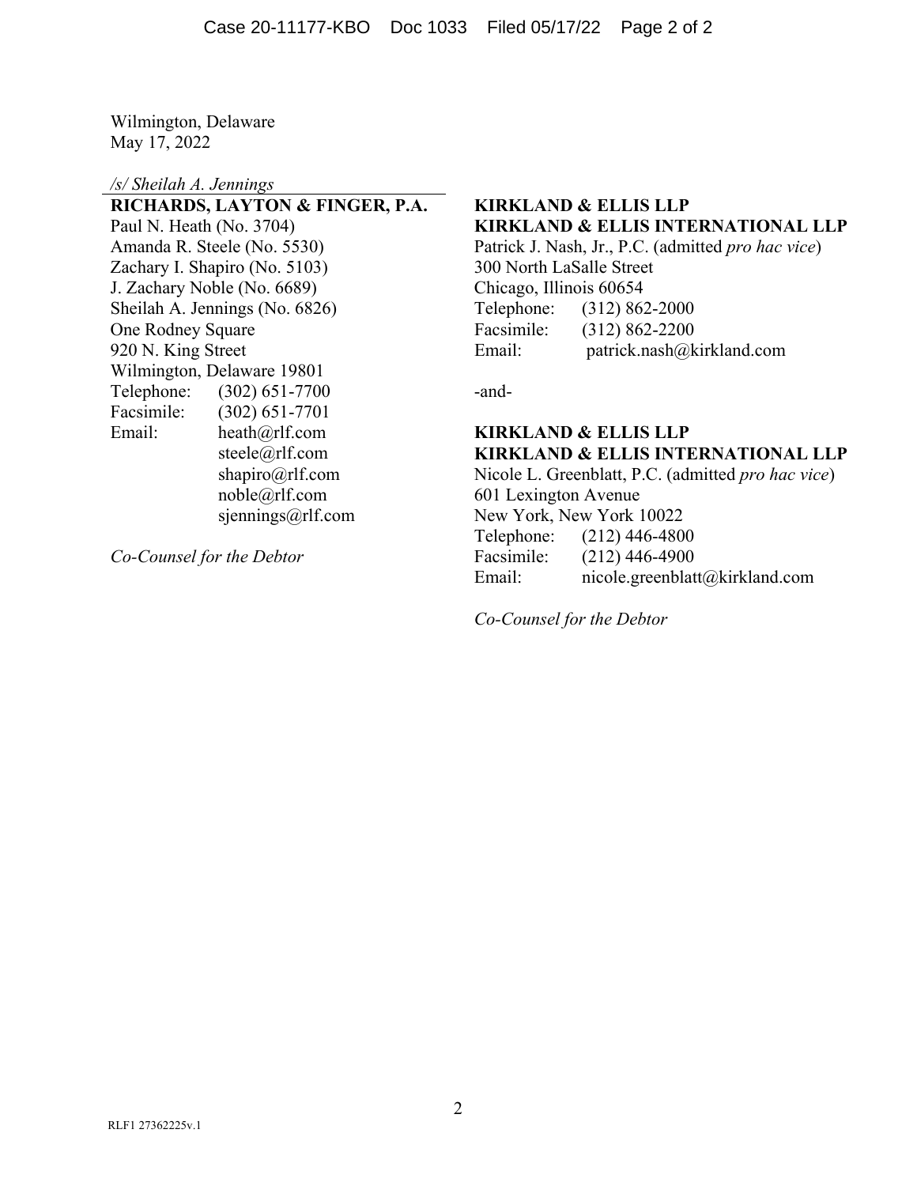Wilmington, Delaware
May 17, 2022

*/s/ Sheilah A. Jennings*

**RICHARDS, LAYTON & FINGER, P.A.**
Paul N. Heath (No. 3704)
Amanda R. Steele (No. 5530)
Zachary I. Shapiro (No. 5103)
J. Zachary Noble (No. 6689)
Sheilah A. Jennings (No. 6826)
One Rodney Square
920 N. King Street
Wilmington, Delaware 19801
Telephone: (302) 651-7700
Facsimile: (302) 651-7701
Email: heath@rlf.com
steele@rlf.com
shapiro@rlf.com
noble@rlf.com
sjennings@rlf.com

*Co-Counsel for the Debtor*

**KIRKLAND & ELLIS LLP**
**KIRKLAND & ELLIS INTERNATIONAL LLP**
Patrick J. Nash, Jr., P.C. (admitted *pro hac vice*)
300 North LaSalle Street
Chicago, Illinois 60654
Telephone: (312) 862-2000
Facsimile: (312) 862-2200
Email: patrick.nash@kirkland.com

-and-

**KIRKLAND & ELLIS LLP**
**KIRKLAND & ELLIS INTERNATIONAL LLP**
Nicole L. Greenblatt, P.C. (admitted *pro hac vice*)
601 Lexington Avenue
New York, New York 10022
Telephone: (212) 446-4800
Facsimile: (212) 446-4900
Email: nicole.greenblatt@kirkland.com

*Co-Counsel for the Debtor*

RLF1 27362225v.1